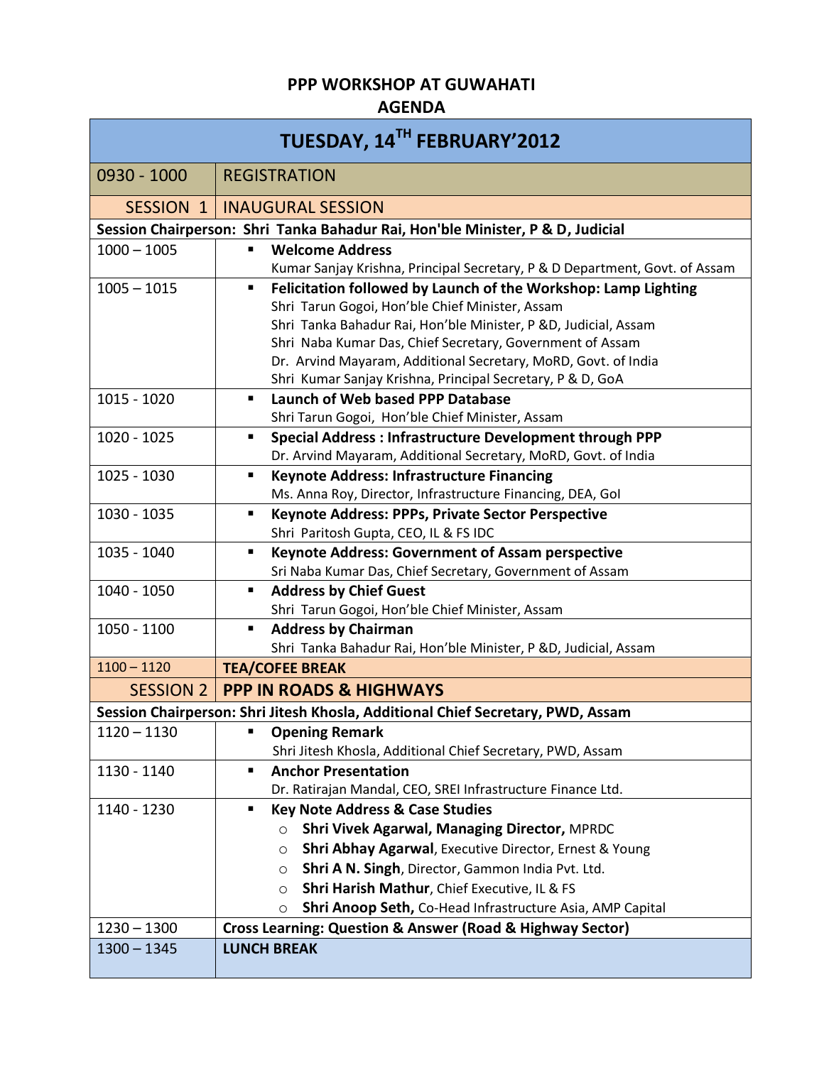# PPP WORKSHOP AT GUWAHATI
## AGENDA

| TUESDAY, 14TH FEBRUARY'2012 | |
|---|---|
| 0930 - 1000 | REGISTRATION |
| SESSION 1 | INAUGURAL SESSION |
| **Session Chairperson: Shri Tanka Bahadur Rai, Hon'ble Minister, P & D, Judicial** | |
| 1000 – 1005 | ▪ **Welcome Address**<br>Kumar Sanjay Krishna, Principal Secretary, P & D Department, Govt. of Assam |
| 1005 – 1015 | ▪ **Felicitation followed by Launch of the Workshop: Lamp Lighting**<br>Shri Tarun Gogoi, Hon'ble Chief Minister, Assam<br>Shri Tanka Bahadur Rai, Hon'ble Minister, P &D, Judicial, Assam<br>Shri Naba Kumar Das, Chief Secretary, Government of Assam<br>Dr. Arvind Mayaram, Additional Secretary, MoRD, Govt. of India<br>Shri Kumar Sanjay Krishna, Principal Secretary, P & D, GoA |
| 1015 - 1020 | ▪ **Launch of Web based PPP Database**<br>Shri Tarun Gogoi, Hon'ble Chief Minister, Assam |
| 1020 - 1025 | ▪ **Special Address : Infrastructure Development through PPP**<br>Dr. Arvind Mayaram, Additional Secretary, MoRD, Govt. of India |
| 1025 - 1030 | ▪ **Keynote Address: Infrastructure Financing**<br>Ms. Anna Roy, Director, Infrastructure Financing, DEA, GoI |
| 1030 - 1035 | ▪ **Keynote Address: PPPs, Private Sector Perspective**<br>Shri Paritosh Gupta, CEO, IL & FS IDC |
| 1035 - 1040 | ▪ **Keynote Address: Government of Assam perspective**<br>Sri Naba Kumar Das, Chief Secretary, Government of Assam |
| 1040 - 1050 | ▪ **Address by Chief Guest**<br>Shri Tarun Gogoi, Hon'ble Chief Minister, Assam |
| 1050 - 1100 | ▪ **Address by Chairman**<br>Shri Tanka Bahadur Rai, Hon'ble Minister, P &D, Judicial, Assam |
| 1100 – 1120 | **TEA/COFEE BREAK** |
| SESSION 2 | **PPP IN ROADS & HIGHWAYS** |
| **Session Chairperson: Shri Jitesh Khosla, Additional Chief Secretary, PWD, Assam** | |
| 1120 – 1130 | ▪ **Opening Remark**<br>Shri Jitesh Khosla, Additional Chief Secretary, PWD, Assam |
| 1130 - 1140 | ▪ **Anchor Presentation**<br>Dr. Ratirajan Mandal, CEO, SREI Infrastructure Finance Ltd. |
| 1140 - 1230 | ▪ **Key Note Address & Case Studies**<br>○ **Shri Vivek Agarwal, Managing Director,** MPRDC<br>○ **Shri Abhay Agarwal**, Executive Director, Ernest & Young<br>○ **Shri A N. Singh**, Director, Gammon India Pvt. Ltd.<br>○ **Shri Harish Mathur**, Chief Executive, IL & FS<br>○ **Shri Anoop Seth,** Co-Head Infrastructure Asia, AMP Capital |
| 1230 – 1300 | **Cross Learning: Question & Answer (Road & Highway Sector)** |
| 1300 – 1345 | **LUNCH BREAK** |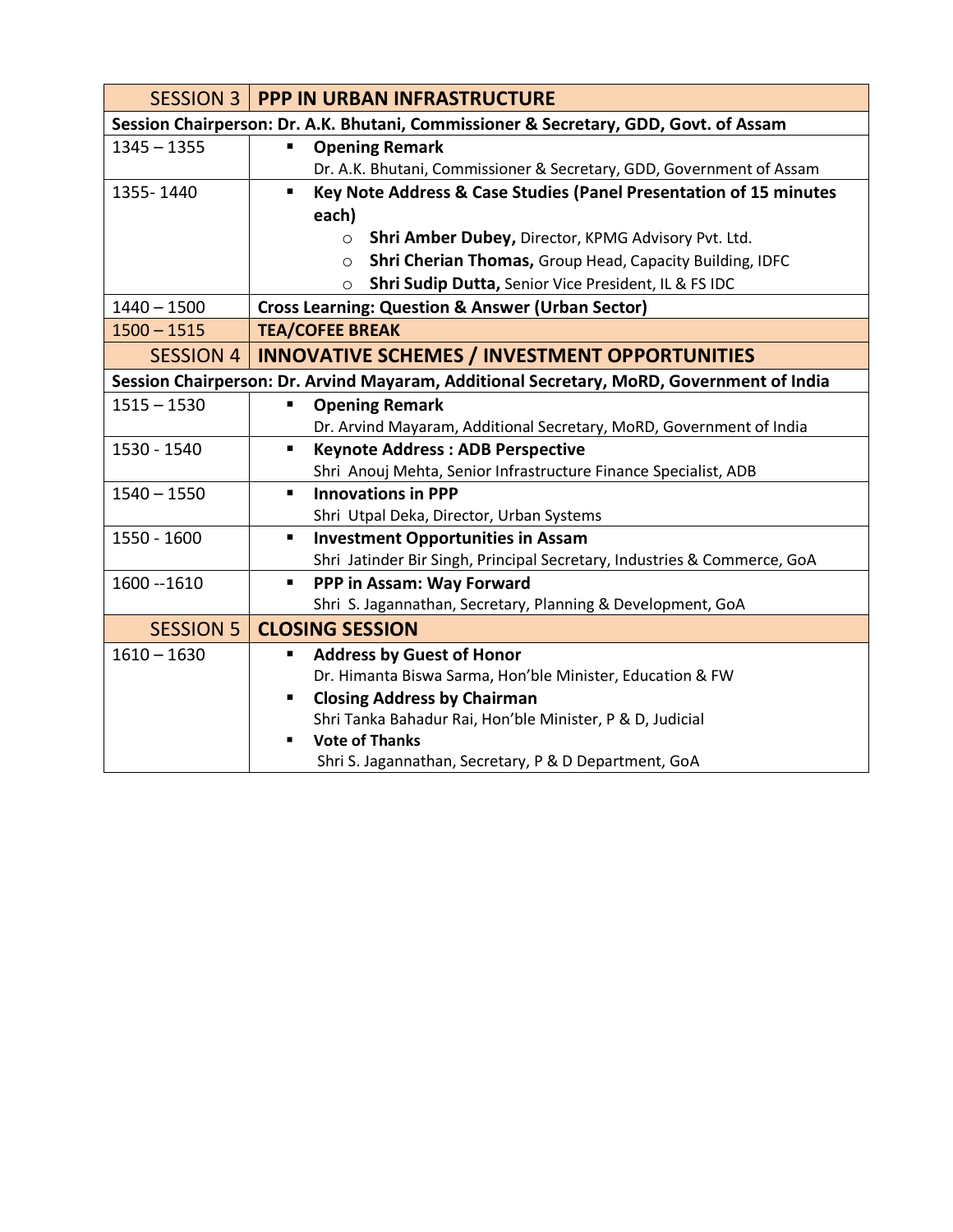| | |
|---|---|
| SESSION 3 | **PPP IN URBAN INFRASTRUCTURE** |
| **Session Chairperson: Dr. A.K. Bhutani, Commissioner & Secretary, GDD, Govt. of Assam** | |
| 1345 – 1355 | ▪ **Opening Remark**<br>Dr. A.K. Bhutani, Commissioner & Secretary, GDD, Government of Assam |
| 1355- 1440 | ▪ **Key Note Address & Case Studies (Panel Presentation of 15 minutes each)**<br>○ **Shri Amber Dubey,** Director, KPMG Advisory Pvt. Ltd.<br>○ **Shri Cherian Thomas,** Group Head, Capacity Building, IDFC<br>○ **Shri Sudip Dutta,** Senior Vice President, IL & FS IDC |
| 1440 – 1500 | **Cross Learning: Question & Answer (Urban Sector)** |
| 1500 – 1515 | **TEA/COFEE BREAK** |
| SESSION 4 | **INNOVATIVE SCHEMES / INVESTMENT OPPORTUNITIES** |
| **Session Chairperson: Dr. Arvind Mayaram, Additional Secretary, MoRD, Government of India** | |
| 1515 – 1530 | ▪ **Opening Remark**<br>Dr. Arvind Mayaram, Additional Secretary, MoRD, Government of India |
| 1530 - 1540 | ▪ **Keynote Address : ADB Perspective**<br>Shri Anouj Mehta, Senior Infrastructure Finance Specialist, ADB |
| 1540 – 1550 | ▪ **Innovations in PPP**<br>Shri Utpal Deka, Director, Urban Systems |
| 1550 - 1600 | ▪ **Investment Opportunities in Assam**<br>Shri Jatinder Bir Singh, Principal Secretary, Industries & Commerce, GoA |
| 1600 --1610 | ▪ **PPP in Assam: Way Forward**<br>Shri S. Jagannathan, Secretary, Planning & Development, GoA |
| SESSION 5 | **CLOSING SESSION** |
| 1610 – 1630 | ▪ **Address by Guest of Honor**<br>Dr. Himanta Biswa Sarma, Hon'ble Minister, Education & FW<br>▪ **Closing Address by Chairman**<br>Shri Tanka Bahadur Rai, Hon'ble Minister, P & D, Judicial<br>▪ **Vote of Thanks**<br>Shri S. Jagannathan, Secretary, P & D Department, GoA |